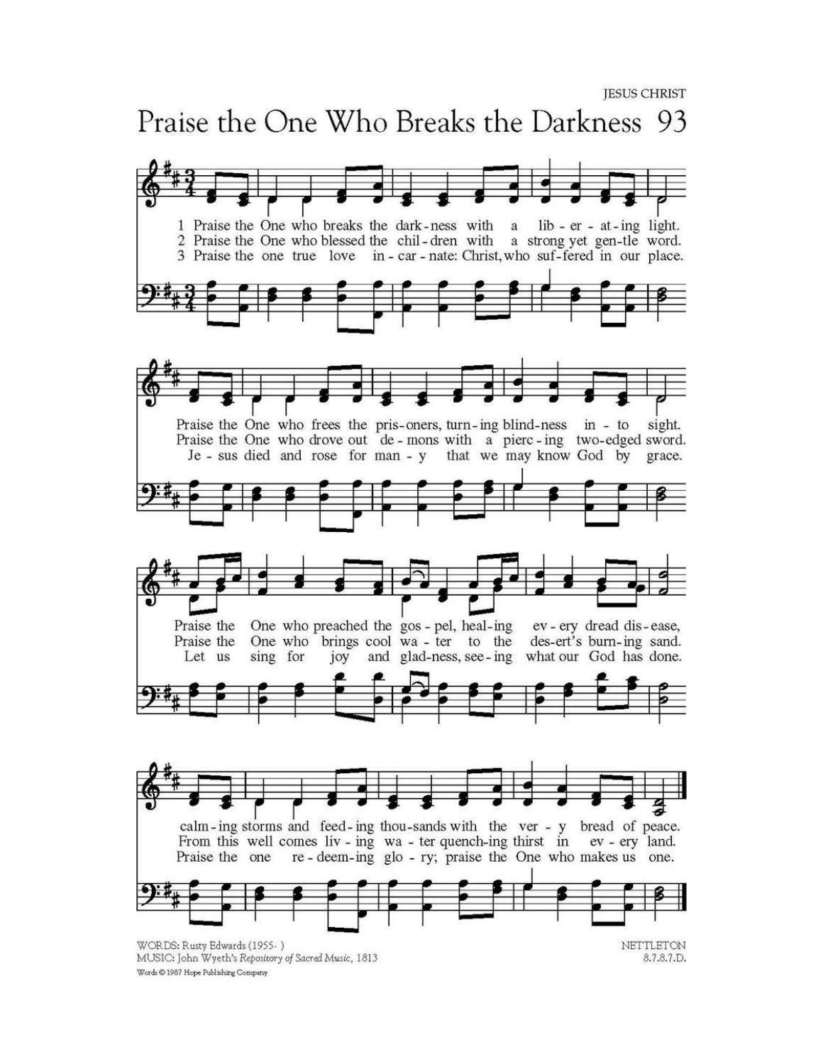JESUS CHRIST

# Praise the One Who Breaks the Darkness 93

1 Praise the One who breaks the dark-ness with a lib-er-at-ing light.
Praise the One who frees the pris-oners, turn-ing blind-ness in-to sight.
Praise the One who preached the gos-pel, heal-ing ev-ery dread dis-ease,
calm-ing storms and feed-ing thou-sands with the ver-y bread of peace.

2 Praise the One who blessed the chil-dren with a strong yet gen-tle word.
Praise the One who drove out de-mons with a pierc-ing two-edged sword.
Praise the One who brings cool wa-ter to the des-ert's burn-ing sand.
From this well comes liv-ing wa-ter quench-ing thirst in ev-ery land.

3 Praise the one true love in-car-nate: Christ, who suf-fered in our place.
Je-sus died and rose for man-y that we may know God by grace.
Let us sing for joy and glad-ness, see-ing what our God has done.
Praise the one re-deem-ing glo-ry; praise the One who makes us one.

WORDS: Rusty Edwards (1955- )
MUSIC: John Wyeth's *Repository of Sacred Music*, 1813
Words © 1987 Hope Publishing Company

NETTLETON
8.7.8.7.D.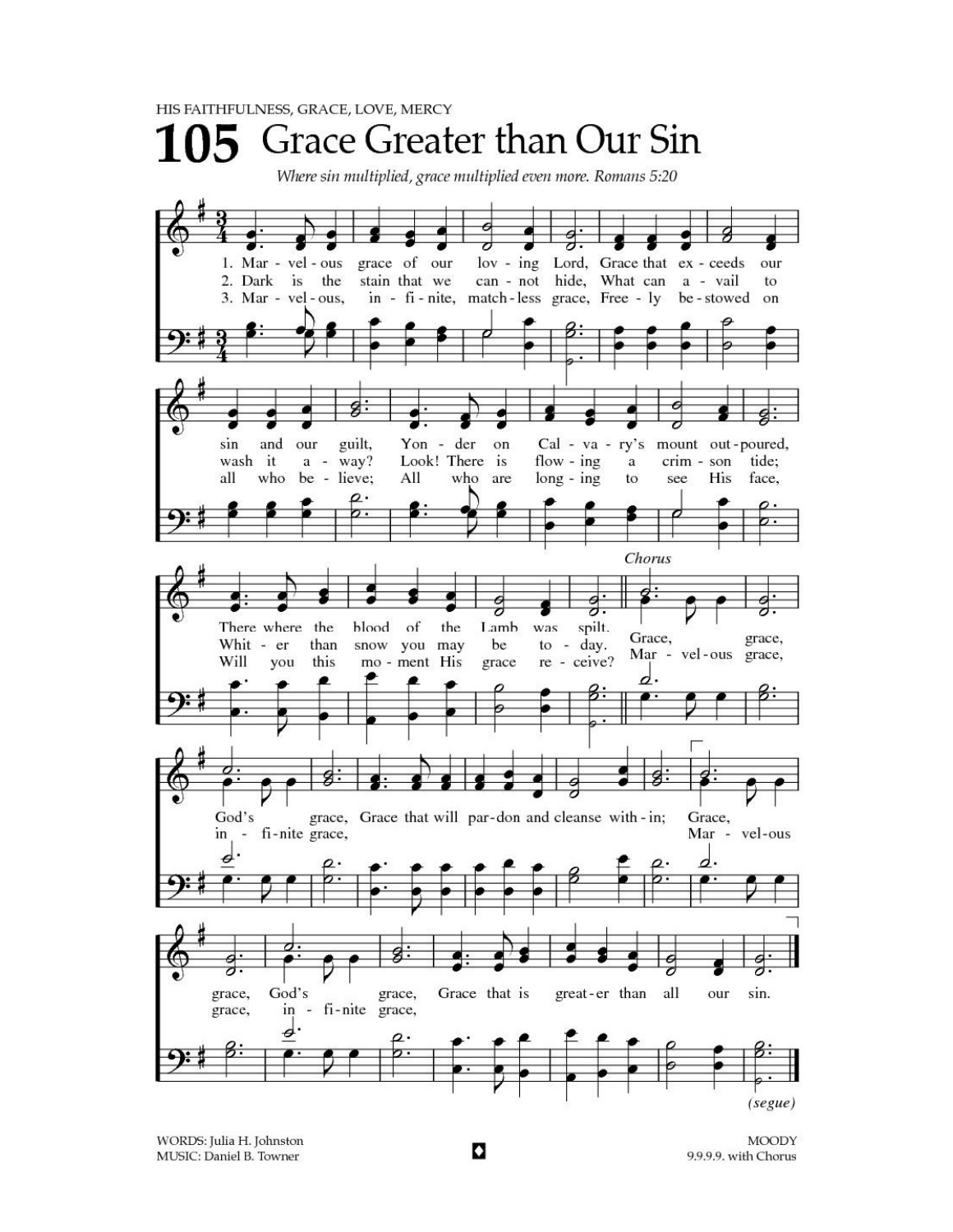HIS FAITHFULNESS, GRACE, LOVE, MERCY

# 105 Grace Greater than Our Sin

*Where sin multiplied, grace multiplied even more. Romans 5:20*

1. Marvelous grace of our loving Lord, Grace that exceeds our sin and our guilt, Yonder on Calvary's mount outpoured, There where the blood of the Lamb was spilt.

2. Dark is the stain that we cannot hide, What can avail to wash it away? Look! There is flowing a crimson tide; Whiter than snow you may be today.

3. Marvelous, infinite, matchless grace, Freely bestowed on all who believe; All who are longing to see His face, Will you this moment His grace receive?

*Chorus*

Grace, grace, God's grace, Grace that will pardon and cleanse within; Grace, grace, God's grace, Grace that is greater than all our sin.

(Marvelous grace, infinite grace, ... Marvelous grace, infinite grace,)

*(segue)*

WORDS: Julia H. Johnston
MUSIC: Daniel B. Towner

MOODY
9.9.9.9. with Chorus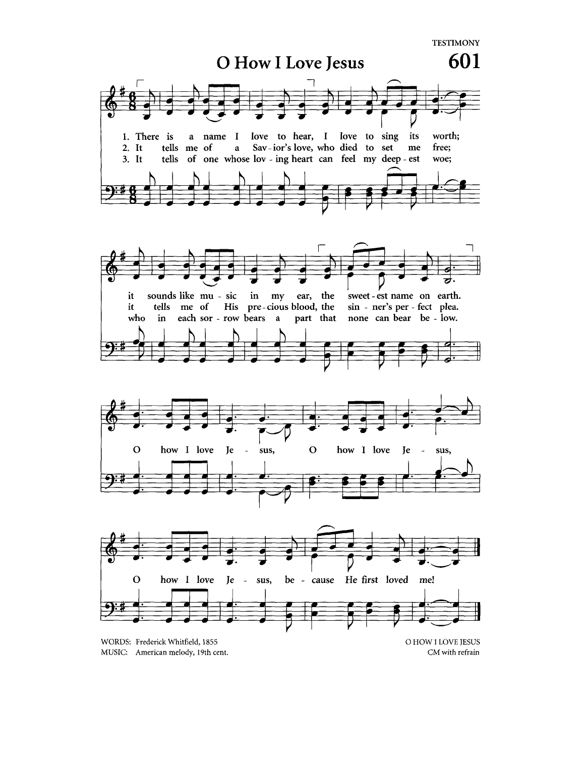TESTIMONY

# O How I Love Jesus

601

1. There is a name I love to hear, I love to sing its worth; it sounds like mu - sic in my ear, the sweet - est name on earth.
2. It tells me of a Sav - ior's love, who died to set me free; it tells me of His pre - cious blood, the sin - ner's per - fect plea.
3. It tells of one whose lov - ing heart can feel my deep - est woe; who in each sor - row bears a part that none can bear be - low.

O how I love Je - sus, O how I love Je - sus, O how I love Je - sus, be - cause He first loved me!

WORDS: Frederick Whitfield, 1855
MUSIC: American melody, 19th cent.

O HOW I LOVE JESUS
CM with refrain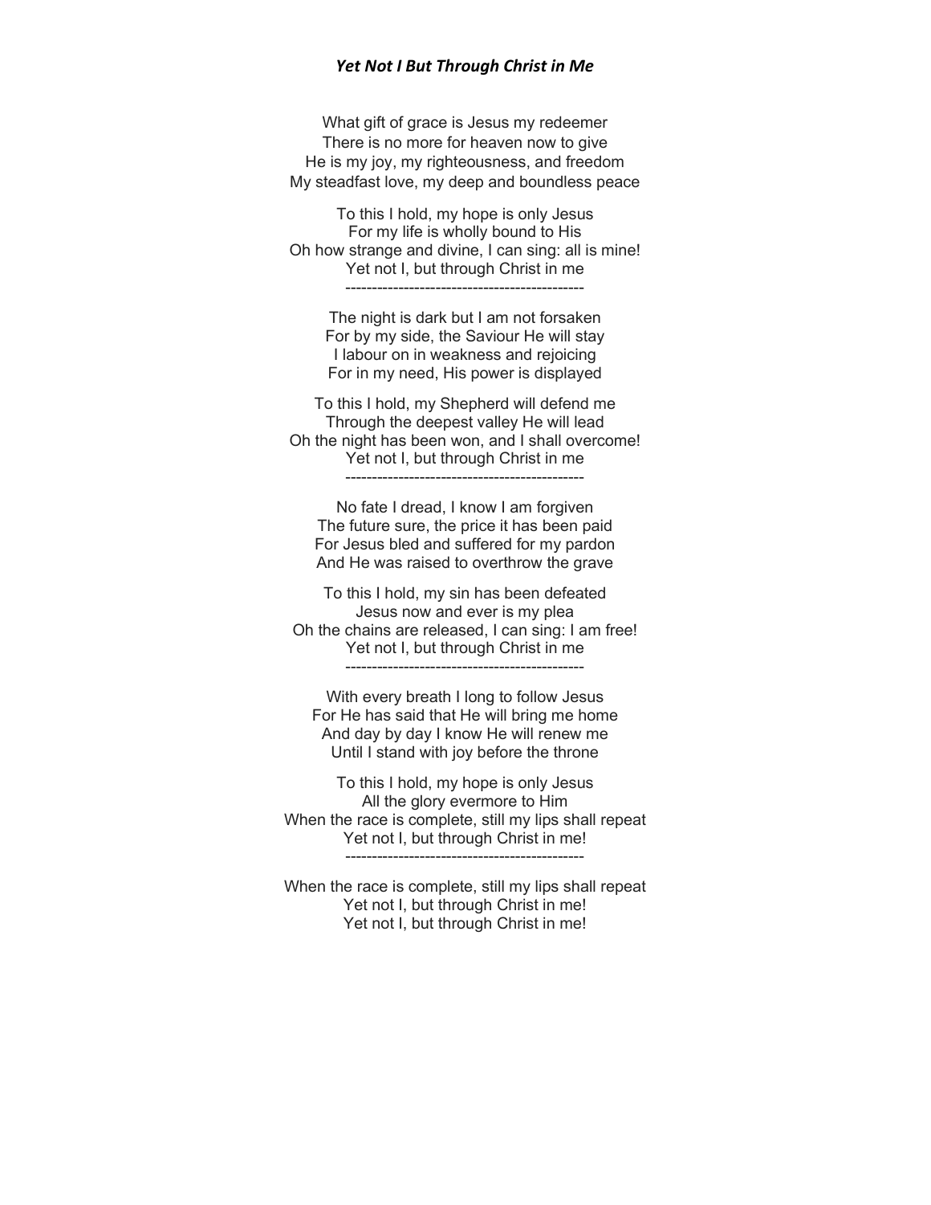## *Yet Not I But Through Christ in Me*

What gift of grace is Jesus my redeemer
There is no more for heaven now to give
He is my joy, my righteousness, and freedom
My steadfast love, my deep and boundless peace

To this I hold, my hope is only Jesus
For my life is wholly bound to His
Oh how strange and divine, I can sing: all is mine!
Yet not I, but through Christ in me
---------------------------------------------

The night is dark but I am not forsaken
For by my side, the Saviour He will stay
I labour on in weakness and rejoicing
For in my need, His power is displayed

To this I hold, my Shepherd will defend me
Through the deepest valley He will lead
Oh the night has been won, and I shall overcome!
Yet not I, but through Christ in me
---------------------------------------------

No fate I dread, I know I am forgiven
The future sure, the price it has been paid
For Jesus bled and suffered for my pardon
And He was raised to overthrow the grave

To this I hold, my sin has been defeated
Jesus now and ever is my plea
Oh the chains are released, I can sing: I am free!
Yet not I, but through Christ in me
---------------------------------------------

With every breath I long to follow Jesus
For He has said that He will bring me home
And day by day I know He will renew me
Until I stand with joy before the throne

To this I hold, my hope is only Jesus
All the glory evermore to Him
When the race is complete, still my lips shall repeat
Yet not I, but through Christ in me!
---------------------------------------------

When the race is complete, still my lips shall repeat
Yet not I, but through Christ in me!
Yet not I, but through Christ in me!